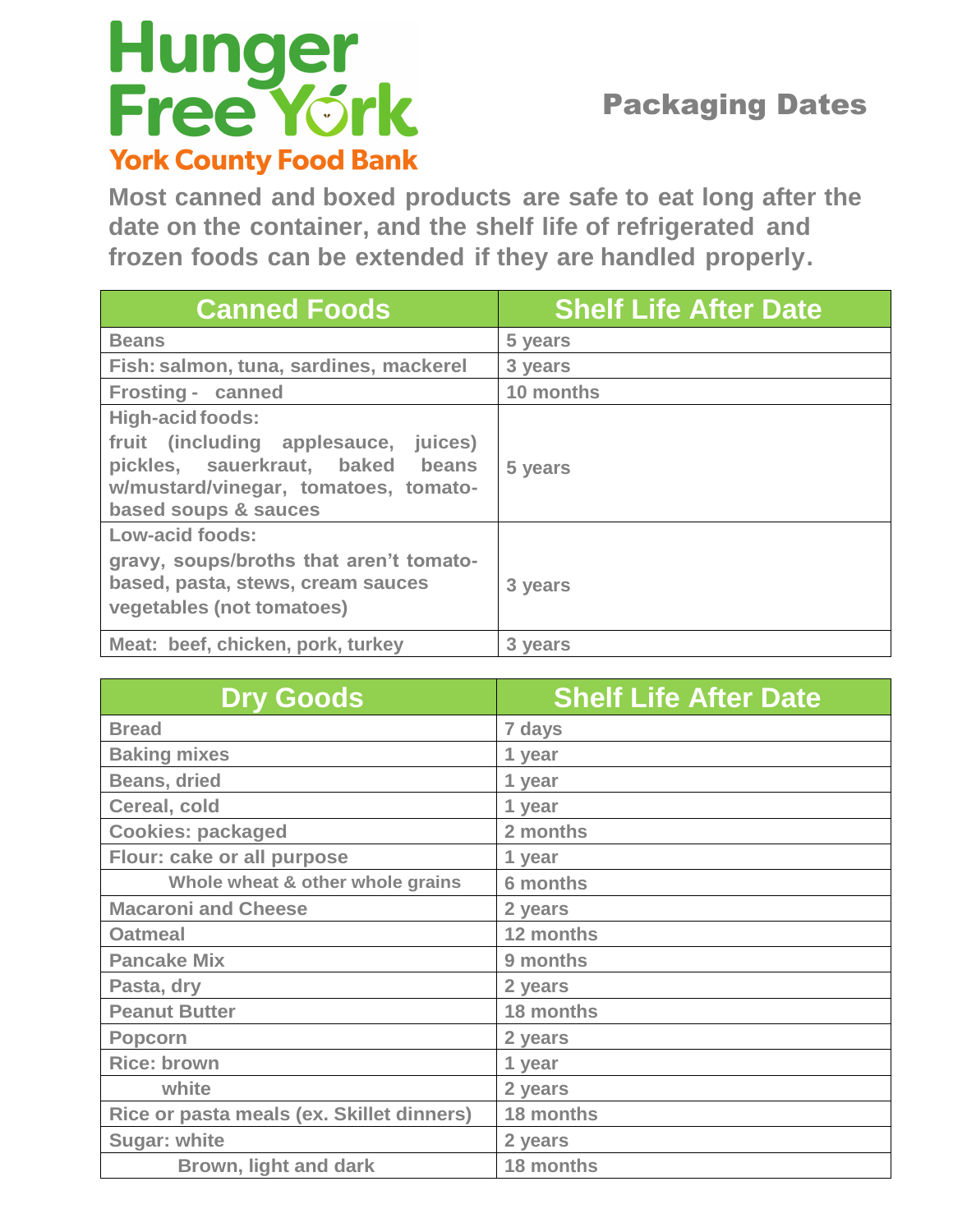# Hunger Free York

**York County Food Bank**

## Packaging Dates

**Most canned and boxed products are safe to eat long after the date on the container, and the shelf life of refrigerated and frozen foods can be extended if they are handled properly.**

| Canned Foods | Shelf Life After Date |
|---|---|
| Beans | 5 years |
| Fish: salmon, tuna, sardines, mackerel | 3 years |
| Frosting - canned | 10 months |
| High-acid foods: fruit (including applesauce, juices) pickles, sauerkraut, baked beans w/mustard/vinegar, tomatoes, tomato-based soups & sauces | 5 years |
| Low-acid foods: gravy, soups/broths that aren't tomato-based, pasta, stews, cream sauces vegetables (not tomatoes) | 3 years |
| Meat: beef, chicken, pork, turkey | 3 years |

| Dry Goods | Shelf Life After Date |
|---|---|
| Bread | 7 days |
| Baking mixes | 1 year |
| Beans, dried | 1 year |
| Cereal, cold | 1 year |
| Cookies: packaged | 2 months |
| Flour: cake or all purpose | 1 year |
| Whole wheat & other whole grains | 6 months |
| Macaroni and Cheese | 2 years |
| Oatmeal | 12 months |
| Pancake Mix | 9 months |
| Pasta, dry | 2 years |
| Peanut Butter | 18 months |
| Popcorn | 2 years |
| Rice: brown | 1 year |
| white | 2 years |
| Rice or pasta meals (ex. Skillet dinners) | 18 months |
| Sugar: white | 2 years |
| Brown, light and dark | 18 months |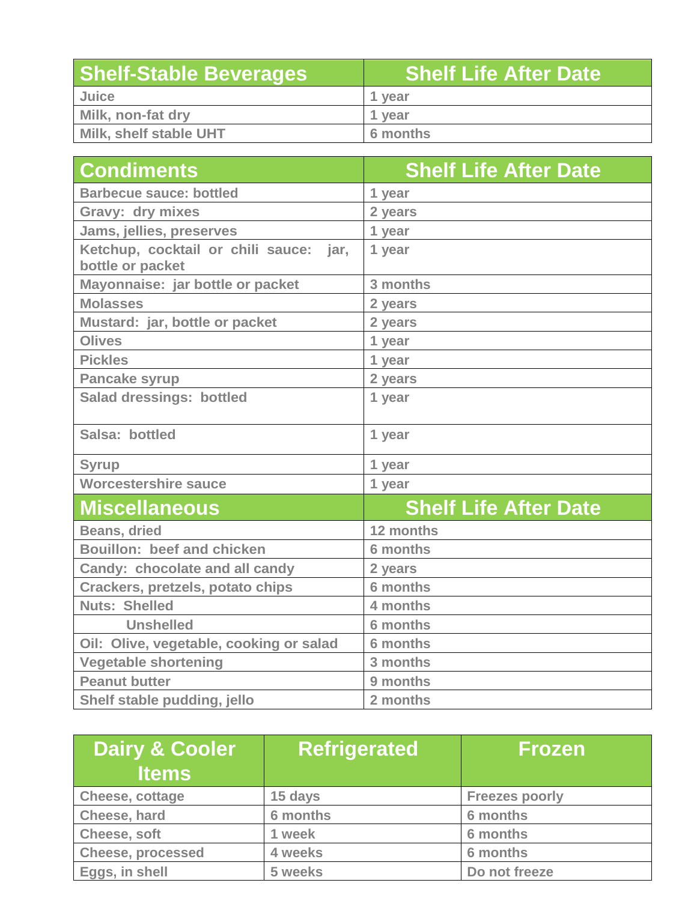| Shelf-Stable Beverages | Shelf Life After Date |
|---|---|
| Juice | 1 year |
| Milk, non-fat dry | 1 year |
| Milk, shelf stable UHT | 6 months |

| Condiments | Shelf Life After Date |
|---|---|
| Barbecue sauce: bottled | 1 year |
| Gravy: dry mixes | 2 years |
| Jams, jellies, preserves | 1 year |
| Ketchup, cocktail or chili sauce: jar, bottle or packet | 1 year |
| Mayonnaise: jar bottle or packet | 3 months |
| Molasses | 2 years |
| Mustard: jar, bottle or packet | 2 years |
| Olives | 1 year |
| Pickles | 1 year |
| Pancake syrup | 2 years |
| Salad dressings: bottled | 1 year |
| Salsa: bottled | 1 year |
| Syrup | 1 year |
| Worcestershire sauce | 1 year |
| **Miscellaneous** | **Shelf Life After Date** |
| Beans, dried | 12 months |
| Bouillon: beef and chicken | 6 months |
| Candy: chocolate and all candy | 2 years |
| Crackers, pretzels, potato chips | 6 months |
| Nuts: Shelled | 4 months |
| Unshelled | 6 months |
| Oil: Olive, vegetable, cooking or salad | 6 months |
| Vegetable shortening | 3 months |
| Peanut butter | 9 months |
| Shelf stable pudding, jello | 2 months |

| Dairy & Cooler Items | Refrigerated | Frozen |
|---|---|---|
| Cheese, cottage | 15 days | Freezes poorly |
| Cheese, hard | 6 months | 6 months |
| Cheese, soft | 1 week | 6 months |
| Cheese, processed | 4 weeks | 6 months |
| Eggs, in shell | 5 weeks | Do not freeze |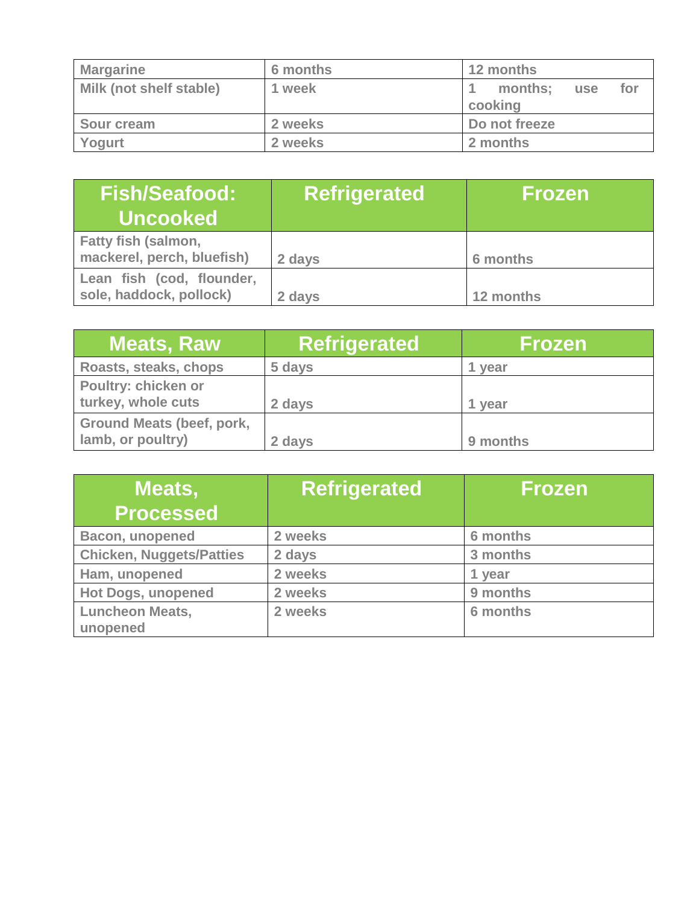| | | |
|---|---|---|
| Margarine | 6 months | 12 months |
| Milk (not shelf stable) | 1 week | 1 months; use for cooking |
| Sour cream | 2 weeks | Do not freeze |
| Yogurt | 2 weeks | 2 months |

| Fish/Seafood: Uncooked | Refrigerated | Frozen |
|---|---|---|
| Fatty fish (salmon, mackerel, perch, bluefish) | 2 days | 6 months |
| Lean fish (cod, flounder, sole, haddock, pollock) | 2 days | 12 months |

| Meats, Raw | Refrigerated | Frozen |
|---|---|---|
| Roasts, steaks, chops | 5 days | 1 year |
| Poultry: chicken or turkey, whole cuts | 2 days | 1 year |
| Ground Meats (beef, pork, lamb, or poultry) | 2 days | 9 months |

| Meats, Processed | Refrigerated | Frozen |
|---|---|---|
| Bacon, unopened | 2 weeks | 6 months |
| Chicken, Nuggets/Patties | 2 days | 3 months |
| Ham, unopened | 2 weeks | 1 year |
| Hot Dogs, unopened | 2 weeks | 9 months |
| Luncheon Meats, unopened | 2 weeks | 6 months |